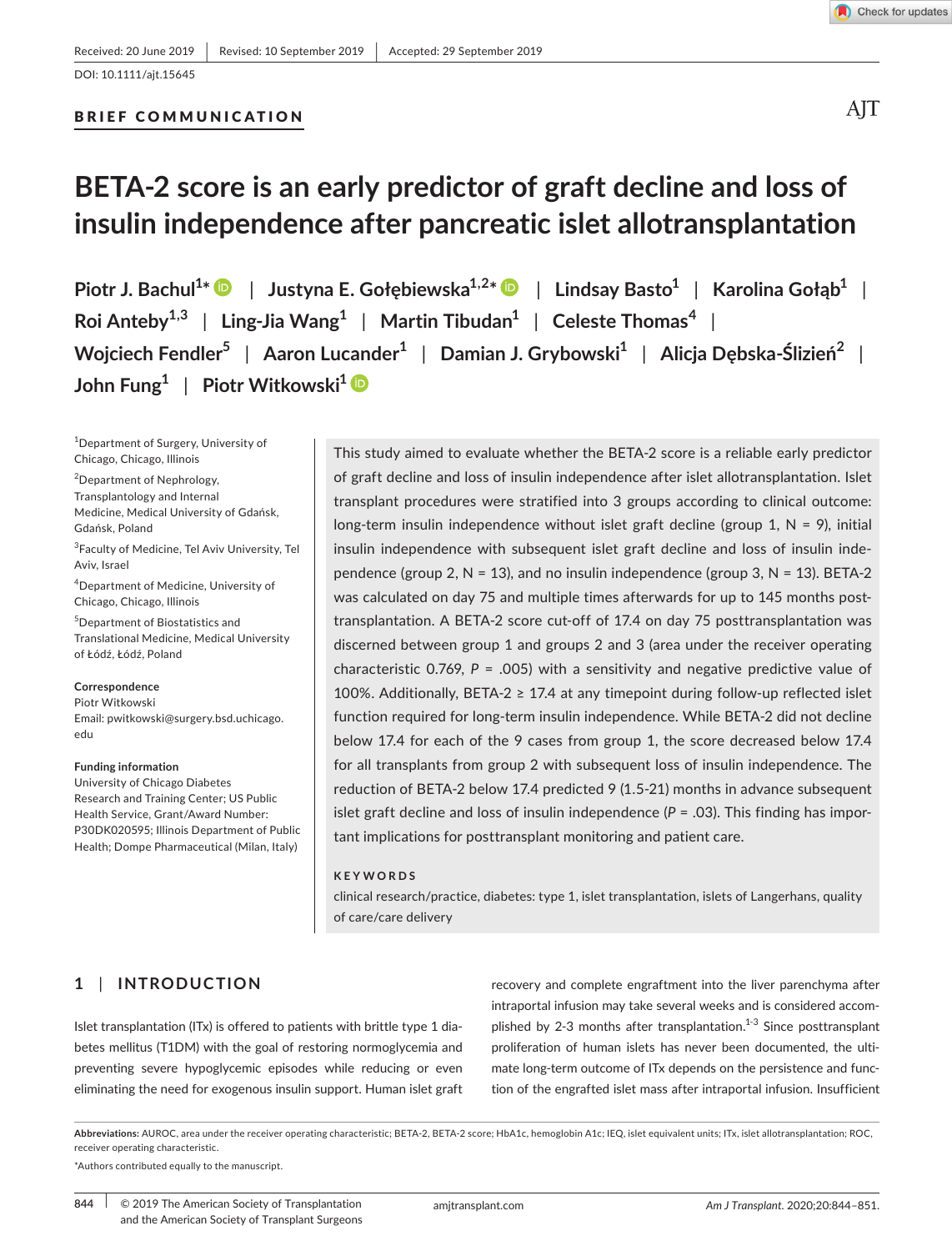Received: 20 June 2019 | Revised: 10 September 2019 | Accepted: 29 September 2019

DOI: 10.1111/ajt.15645

**BRIEF COMMUNICATION**

# BETA-2 score is an early predictor of graft decline and loss of insulin independence after pancreatic islet allotransplantation

**Piotr J. Bachul[1]* | Justyna E. Gołębiewska[1,2]* | Lindsay Basto[1] | Karolina Gołąb[1] | Roi Anteby[1,3] | Ling-Jia Wang[1] | Martin Tibudan[1] | Celeste Thomas[4] | Wojciech Fendler[5] | Aaron Lucander[1] | Damian J. Grybowski[1] | Alicja Dębska-Ślizień[2] | John Fung[1] | Piotr Witkowski[1]**

[1]Department of Surgery, University of Chicago, Chicago, Illinois

[2]Department of Nephrology, Transplantology and Internal Medicine, Medical University of Gdańsk, Gdańsk, Poland

[3]Faculty of Medicine, Tel Aviv University, Tel Aviv, Israel

[4]Department of Medicine, University of Chicago, Chicago, Illinois

[5]Department of Biostatistics and Translational Medicine, Medical University of Łódź, Łódź, Poland

**Correspondence**
Piotr Witkowski
Email: pwitkowski@surgery.bsd.uchicago.edu

**Funding information**
University of Chicago Diabetes Research and Training Center; US Public Health Service, Grant/Award Number: P30DK020595; Illinois Department of Public Health; Dompe Pharmaceutical (Milan, Italy)

This study aimed to evaluate whether the BETA-2 score is a reliable early predictor of graft decline and loss of insulin independence after islet allotransplantation. Islet transplant procedures were stratified into 3 groups according to clinical outcome: long-term insulin independence without islet graft decline (group 1, N = 9), initial insulin independence with subsequent islet graft decline and loss of insulin independence (group 2, N = 13), and no insulin independence (group 3, N = 13). BETA-2 was calculated on day 75 and multiple times afterwards for up to 145 months posttransplantation. A BETA-2 score cut-off of 17.4 on day 75 posttransplantation was discerned between group 1 and groups 2 and 3 (area under the receiver operating characteristic 0.769, $P$ = .005) with a sensitivity and negative predictive value of 100%. Additionally, BETA-2 ≥ 17.4 at any timepoint during follow-up reflected islet function required for long-term insulin independence. While BETA-2 did not decline below 17.4 for each of the 9 cases from group 1, the score decreased below 17.4 for all transplants from group 2 with subsequent loss of insulin independence. The reduction of BETA-2 below 17.4 predicted 9 (1.5-21) months in advance subsequent islet graft decline and loss of insulin independence ($P$ = .03). This finding has important implications for posttransplant monitoring and patient care.

**KEYWORDS**

clinical research/practice, diabetes: type 1, islet transplantation, islets of Langerhans, quality of care/care delivery

## 1 | INTRODUCTION

Islet transplantation (ITx) is offered to patients with brittle type 1 diabetes mellitus (T1DM) with the goal of restoring normoglycemia and preventing severe hypoglycemic episodes while reducing or even eliminating the need for exogenous insulin support. Human islet graft recovery and complete engraftment into the liver parenchyma after intraportal infusion may take several weeks and is considered accomplished by 2-3 months after transplantation.[1-3] Since posttransplant proliferation of human islets has never been documented, the ultimate long-term outcome of ITx depends on the persistence and function of the engrafted islet mass after intraportal infusion. Insufficient

**Abbreviations:** AUROC, area under the receiver operating characteristic; BETA-2, BETA-2 score; HbA1c, hemoglobin A1c; IEQ, islet equivalent units; ITx, islet allotransplantation; ROC, receiver operating characteristic.

*Authors contributed equally to the manuscript.

© 2019 The American Society of Transplantation and the American Society of Transplant Surgeons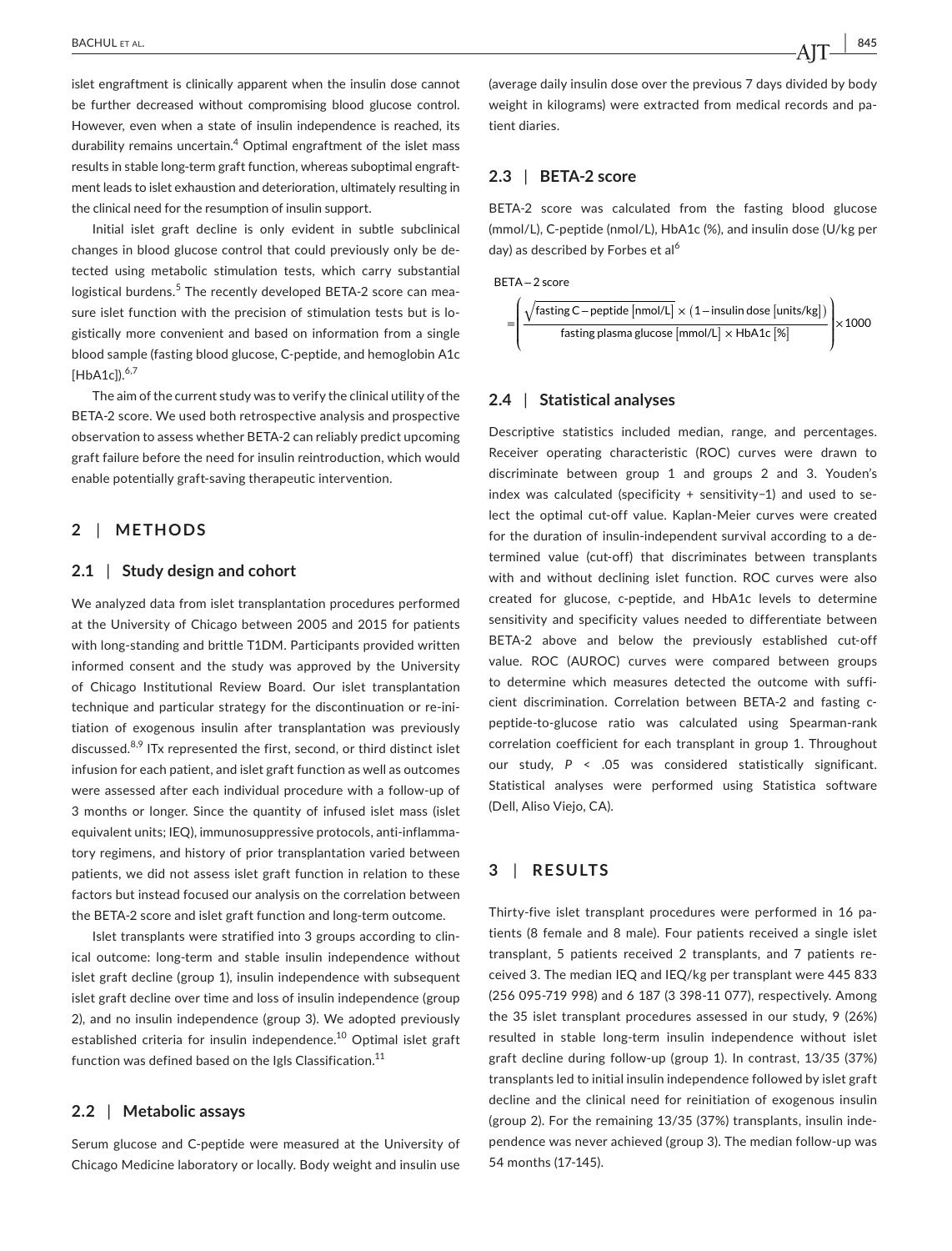islet engraftment is clinically apparent when the insulin dose cannot be further decreased without compromising blood glucose control. However, even when a state of insulin independence is reached, its durability remains uncertain.[4] Optimal engraftment of the islet mass results in stable long-term graft function, whereas suboptimal engraftment leads to islet exhaustion and deterioration, ultimately resulting in the clinical need for the resumption of insulin support.

Initial islet graft decline is only evident in subtle subclinical changes in blood glucose control that could previously only be detected using metabolic stimulation tests, which carry substantial logistical burdens.[5] The recently developed BETA-2 score can measure islet function with the precision of stimulation tests but is logistically more convenient and based on information from a single blood sample (fasting blood glucose, C-peptide, and hemoglobin A1c [HbA1c]).[6,7]

The aim of the current study was to verify the clinical utility of the BETA-2 score. We used both retrospective analysis and prospective observation to assess whether BETA-2 can reliably predict upcoming graft failure before the need for insulin reintroduction, which would enable potentially graft-saving therapeutic intervention.

## 2 | METHODS

### 2.1 | Study design and cohort

We analyzed data from islet transplantation procedures performed at the University of Chicago between 2005 and 2015 for patients with long-standing and brittle T1DM. Participants provided written informed consent and the study was approved by the University of Chicago Institutional Review Board. Our islet transplantation technique and particular strategy for the discontinuation or re-initiation of exogenous insulin after transplantation was previously discussed.[8,9] ITx represented the first, second, or third distinct islet infusion for each patient, and islet graft function as well as outcomes were assessed after each individual procedure with a follow-up of 3 months or longer. Since the quantity of infused islet mass (islet equivalent units; IEQ), immunosuppressive protocols, anti-inflammatory regimens, and history of prior transplantation varied between patients, we did not assess islet graft function in relation to these factors but instead focused our analysis on the correlation between the BETA-2 score and islet graft function and long-term outcome.

Islet transplants were stratified into 3 groups according to clinical outcome: long-term and stable insulin independence without islet graft decline (group 1), insulin independence with subsequent islet graft decline over time and loss of insulin independence (group 2), and no insulin independence (group 3). We adopted previously established criteria for insulin independence.[10] Optimal islet graft function was defined based on the Igls Classification.[11]

### 2.2 | Metabolic assays

Serum glucose and C-peptide were measured at the University of Chicago Medicine laboratory or locally. Body weight and insulin use (average daily insulin dose over the previous 7 days divided by body weight in kilograms) were extracted from medical records and patient diaries.

### 2.3 | BETA-2 score

BETA-2 score was calculated from the fasting blood glucose (mmol/L), C-peptide (nmol/L), HbA1c (%), and insulin dose (U/kg per day) as described by Forbes et al[6]

$$\text{BETA}-2\ \text{score} = \left( \frac{\sqrt{\text{fasting C}-\text{peptide}\,[\text{nmol/L}]} \times (1 - \text{insulin dose}\,[\text{units/kg}])}{\text{fasting plasma glucose}\,[\text{mmol/L}] \times \text{HbA1c}\,[\%]} \right) \times 1000$$

### 2.4 | Statistical analyses

Descriptive statistics included median, range, and percentages. Receiver operating characteristic (ROC) curves were drawn to discriminate between group 1 and groups 2 and 3. Youden's index was calculated (specificity + sensitivity−1) and used to select the optimal cut-off value. Kaplan-Meier curves were created for the duration of insulin-independent survival according to a determined value (cut-off) that discriminates between transplants with and without declining islet function. ROC curves were also created for glucose, c-peptide, and HbA1c levels to determine sensitivity and specificity values needed to differentiate between BETA-2 above and below the previously established cut-off value. ROC (AUROC) curves were compared between groups to determine which measures detected the outcome with sufficient discrimination. Correlation between BETA-2 and fasting c-peptide-to-glucose ratio was calculated using Spearman-rank correlation coefficient for each transplant in group 1. Throughout our study, $P < .05$ was considered statistically significant. Statistical analyses were performed using Statistica software (Dell, Aliso Viejo, CA).

## 3 | RESULTS

Thirty-five islet transplant procedures were performed in 16 patients (8 female and 8 male). Four patients received a single islet transplant, 5 patients received 2 transplants, and 7 patients received 3. The median IEQ and IEQ/kg per transplant were 445 833 (256 095-719 998) and 6 187 (3 398-11 077), respectively. Among the 35 islet transplant procedures assessed in our study, 9 (26%) resulted in stable long-term insulin independence without islet graft decline during follow-up (group 1). In contrast, 13/35 (37%) transplants led to initial insulin independence followed by islet graft decline and the clinical need for reinitiation of exogenous insulin (group 2). For the remaining 13/35 (37%) transplants, insulin independence was never achieved (group 3). The median follow-up was 54 months (17-145).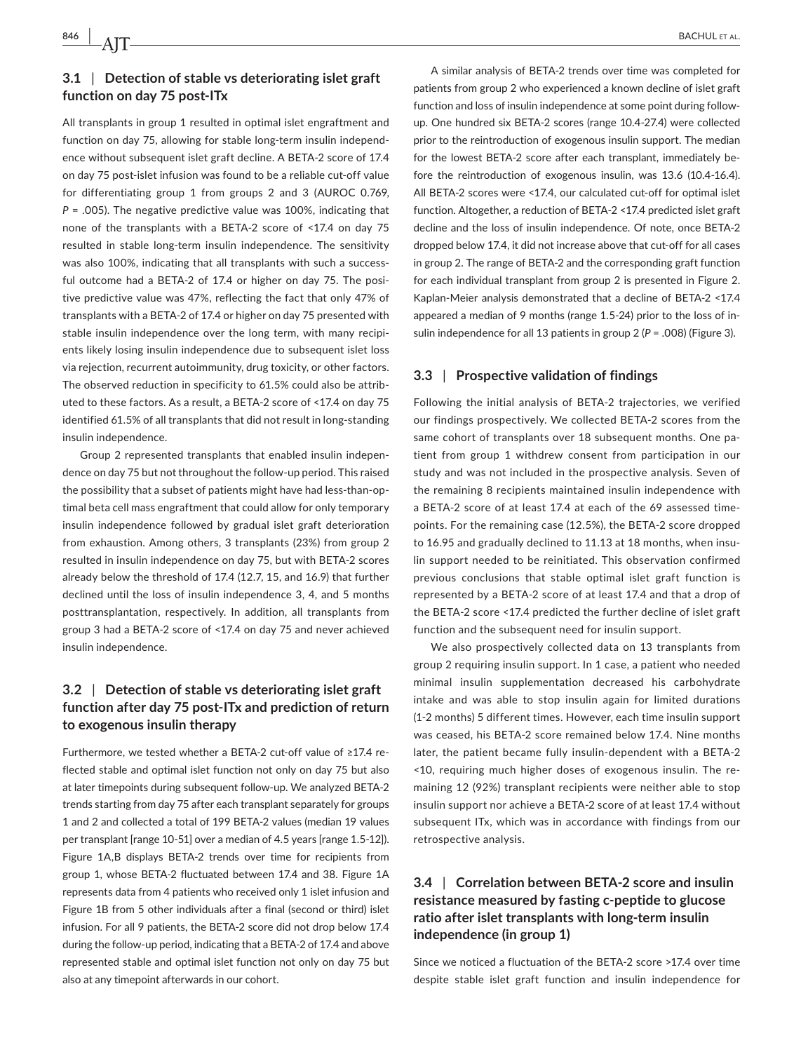### 3.1 | Detection of stable vs deteriorating islet graft function on day 75 post-ITx

All transplants in group 1 resulted in optimal islet engraftment and function on day 75, allowing for stable long-term insulin independence without subsequent islet graft decline. A BETA-2 score of 17.4 on day 75 post-islet infusion was found to be a reliable cut-off value for differentiating group 1 from groups 2 and 3 (AUROC 0.769, $P$ = .005). The negative predictive value was 100%, indicating that none of the transplants with a BETA-2 score of <17.4 on day 75 resulted in stable long-term insulin independence. The sensitivity was also 100%, indicating that all transplants with such a successful outcome had a BETA-2 of 17.4 or higher on day 75. The positive predictive value was 47%, reflecting the fact that only 47% of transplants with a BETA-2 of 17.4 or higher on day 75 presented with stable insulin independence over the long term, with many recipients likely losing insulin independence due to subsequent islet loss via rejection, recurrent autoimmunity, drug toxicity, or other factors. The observed reduction in specificity to 61.5% could also be attributed to these factors. As a result, a BETA-2 score of <17.4 on day 75 identified 61.5% of all transplants that did not result in long-standing insulin independence.

Group 2 represented transplants that enabled insulin independence on day 75 but not throughout the follow-up period. This raised the possibility that a subset of patients might have had less-than-optimal beta cell mass engraftment that could allow for only temporary insulin independence followed by gradual islet graft deterioration from exhaustion. Among others, 3 transplants (23%) from group 2 resulted in insulin independence on day 75, but with BETA-2 scores already below the threshold of 17.4 (12.7, 15, and 16.9) that further declined until the loss of insulin independence 3, 4, and 5 months posttransplantation, respectively. In addition, all transplants from group 3 had a BETA-2 score of <17.4 on day 75 and never achieved insulin independence.

### 3.2 | Detection of stable vs deteriorating islet graft function after day 75 post-ITx and prediction of return to exogenous insulin therapy

Furthermore, we tested whether a BETA-2 cut-off value of ≥17.4 reflected stable and optimal islet function not only on day 75 but also at later timepoints during subsequent follow-up. We analyzed BETA-2 trends starting from day 75 after each transplant separately for groups 1 and 2 and collected a total of 199 BETA-2 values (median 19 values per transplant [range 10-51] over a median of 4.5 years [range 1.5-12]). Figure 1A,B displays BETA-2 trends over time for recipients from group 1, whose BETA-2 fluctuated between 17.4 and 38. Figure 1A represents data from 4 patients who received only 1 islet infusion and Figure 1B from 5 other individuals after a final (second or third) islet infusion. For all 9 patients, the BETA-2 score did not drop below 17.4 during the follow-up period, indicating that a BETA-2 of 17.4 and above represented stable and optimal islet function not only on day 75 but also at any timepoint afterwards in our cohort.

A similar analysis of BETA-2 trends over time was completed for patients from group 2 who experienced a known decline of islet graft function and loss of insulin independence at some point during follow-up. One hundred six BETA-2 scores (range 10.4-27.4) were collected prior to the reintroduction of exogenous insulin support. The median for the lowest BETA-2 score after each transplant, immediately before the reintroduction of exogenous insulin, was 13.6 (10.4-16.4). All BETA-2 scores were <17.4, our calculated cut-off for optimal islet function. Altogether, a reduction of BETA-2 <17.4 predicted islet graft decline and the loss of insulin independence. Of note, once BETA-2 dropped below 17.4, it did not increase above that cut-off for all cases in group 2. The range of BETA-2 and the corresponding graft function for each individual transplant from group 2 is presented in Figure 2. Kaplan-Meier analysis demonstrated that a decline of BETA-2 <17.4 appeared a median of 9 months (range 1.5-24) prior to the loss of insulin independence for all 13 patients in group 2 ($P$ = .008) (Figure 3).

### 3.3 | Prospective validation of findings

Following the initial analysis of BETA-2 trajectories, we verified our findings prospectively. We collected BETA-2 scores from the same cohort of transplants over 18 subsequent months. One patient from group 1 withdrew consent from participation in our study and was not included in the prospective analysis. Seven of the remaining 8 recipients maintained insulin independence with a BETA-2 score of at least 17.4 at each of the 69 assessed timepoints. For the remaining case (12.5%), the BETA-2 score dropped to 16.95 and gradually declined to 11.13 at 18 months, when insulin support needed to be reinitiated. This observation confirmed previous conclusions that stable optimal islet graft function is represented by a BETA-2 score of at least 17.4 and that a drop of the BETA-2 score <17.4 predicted the further decline of islet graft function and the subsequent need for insulin support.

We also prospectively collected data on 13 transplants from group 2 requiring insulin support. In 1 case, a patient who needed minimal insulin supplementation decreased his carbohydrate intake and was able to stop insulin again for limited durations (1-2 months) 5 different times. However, each time insulin support was ceased, his BETA-2 score remained below 17.4. Nine months later, the patient became fully insulin-dependent with a BETA-2 <10, requiring much higher doses of exogenous insulin. The remaining 12 (92%) transplant recipients were neither able to stop insulin support nor achieve a BETA-2 score of at least 17.4 without subsequent ITx, which was in accordance with findings from our retrospective analysis.

### 3.4 | Correlation between BETA-2 score and insulin resistance measured by fasting c-peptide to glucose ratio after islet transplants with long-term insulin independence (in group 1)

Since we noticed a fluctuation of the BETA-2 score >17.4 over time despite stable islet graft function and insulin independence for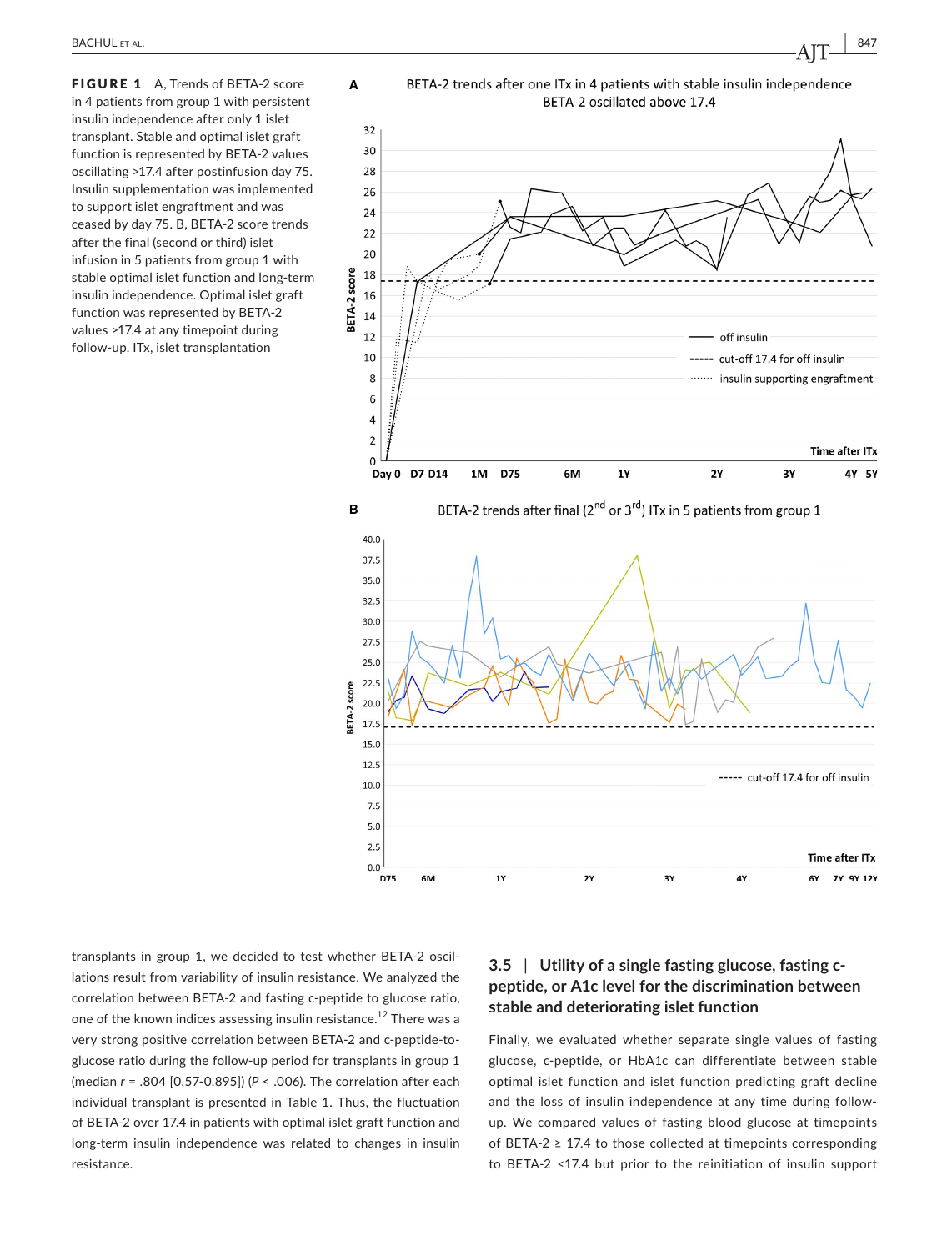**FIGURE 1** A, Trends of BETA-2 score in 4 patients from group 1 with persistent insulin independence after only 1 islet transplant. Stable and optimal islet graft function is represented by BETA-2 values oscillating >17.4 after postinfusion day 75. Insulin supplementation was implemented to support islet engraftment and was ceased by day 75. B, BETA-2 score trends after the final (second or third) islet infusion in 5 patients from group 1 with stable optimal islet function and long-term insulin independence. Optimal islet graft function was represented by BETA-2 values >17.4 at any timepoint during follow-up. ITx, islet transplantation

transplants in group 1, we decided to test whether BETA-2 oscillations result from variability of insulin resistance. We analyzed the correlation between BETA-2 and fasting c-peptide to glucose ratio, one of the known indices assessing insulin resistance.[12] There was a very strong positive correlation between BETA-2 and c-peptide-to-glucose ratio during the follow-up period for transplants in group 1 (median $r$ = .804 [0.57-0.895]) ($P$ < .006). The correlation after each individual transplant is presented in Table 1. Thus, the fluctuation of BETA-2 over 17.4 in patients with optimal islet graft function and long-term insulin independence was related to changes in insulin resistance.

### 3.5 | Utility of a single fasting glucose, fasting c-peptide, or A1c level for the discrimination between stable and deteriorating islet function

Finally, we evaluated whether separate single values of fasting glucose, c-peptide, or HbA1c can differentiate between stable optimal islet function and islet function predicting graft decline and the loss of insulin independence at any time during follow-up. We compared values of fasting blood glucose at timepoints of BETA-2 ≥ 17.4 to those collected at timepoints corresponding to BETA-2 <17.4 but prior to the reinitiation of insulin support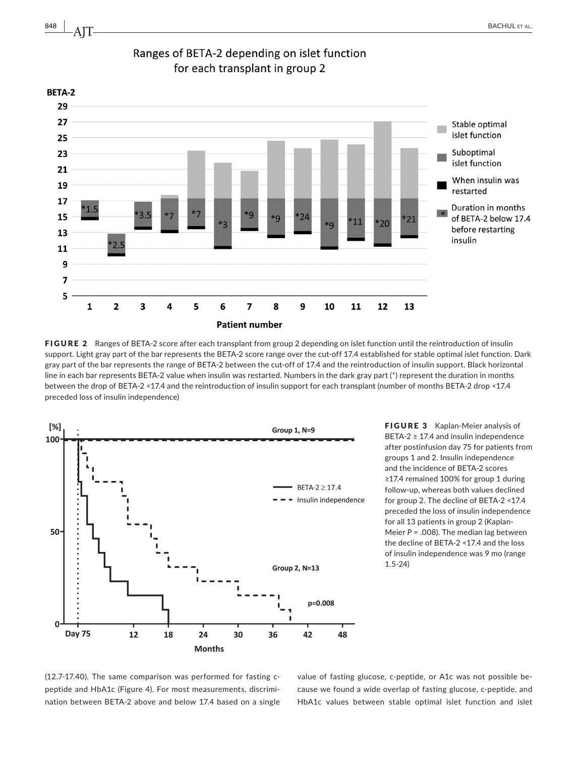**FIGURE 2** Ranges of BETA-2 score after each transplant from group 2 depending on islet function until the reintroduction of insulin support. Light gray part of the bar represents the BETA-2 score range over the cut-off 17.4 established for stable optimal islet function. Dark gray part of the bar represents the range of BETA-2 between the cut-off of 17.4 and the reintroduction of insulin support. Black horizontal line in each bar represents BETA-2 value when insulin was restarted. Numbers in the dark gray part (*) represent the duration in months between the drop of BETA-2 <17.4 and the reintroduction of insulin support for each transplant (number of months BETA-2 drop <17.4 preceded loss of insulin independence)

**FIGURE 3** Kaplan-Meier analysis of BETA-2 ≥ 17.4 and insulin independence after postinfusion day 75 for patients from groups 1 and 2. Insulin independence and the incidence of BETA-2 scores ≥17.4 remained 100% for group 1 during follow-up, whereas both values declined for group 2. The decline of BETA-2 <17.4 preceded the loss of insulin independence for all 13 patients in group 2 (Kaplan-Meier *P* = .008). The median lag between the decline of BETA-2 <17.4 and the loss of insulin independence was 9 mo (range 1.5-24)

(12.7-17.40). The same comparison was performed for fasting c-peptide and HbA1c (Figure 4). For most measurements, discrimination between BETA-2 above and below 17.4 based on a single value of fasting glucose, c-peptide, or A1c was not possible because we found a wide overlap of fasting glucose, c-peptide, and HbA1c values between stable optimal islet function and islet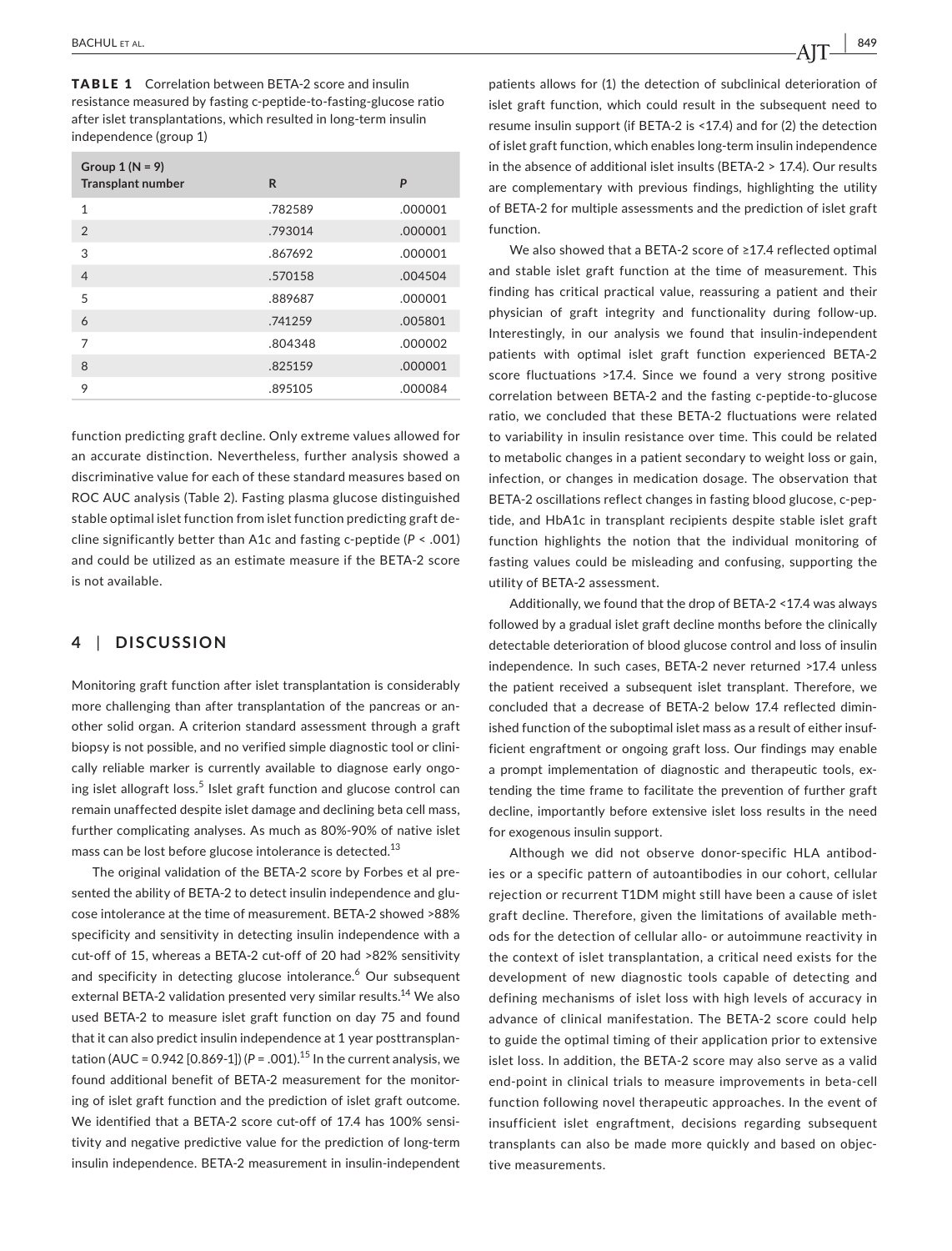**TABLE 1** Correlation between BETA-2 score and insulin resistance measured by fasting c-peptide-to-fasting-glucose ratio after islet transplantations, which resulted in long-term insulin independence (group 1)

| Group 1 (N = 9) Transplant number | R | P |
|---|---|---|
| 1 | .782589 | .000001 |
| 2 | .793014 | .000001 |
| 3 | .867692 | .000001 |
| 4 | .570158 | .004504 |
| 5 | .889687 | .000001 |
| 6 | .741259 | .005801 |
| 7 | .804348 | .000002 |
| 8 | .825159 | .000001 |
| 9 | .895105 | .000084 |

function predicting graft decline. Only extreme values allowed for an accurate distinction. Nevertheless, further analysis showed a discriminative value for each of these standard measures based on ROC AUC analysis (Table 2). Fasting plasma glucose distinguished stable optimal islet function from islet function predicting graft decline significantly better than A1c and fasting c-peptide ($P < .001$) and could be utilized as an estimate measure if the BETA-2 score is not available.

## 4 | DISCUSSION

Monitoring graft function after islet transplantation is considerably more challenging than after transplantation of the pancreas or another solid organ. A criterion standard assessment through a graft biopsy is not possible, and no verified simple diagnostic tool or clinically reliable marker is currently available to diagnose early ongoing islet allograft loss.[5] Islet graft function and glucose control can remain unaffected despite islet damage and declining beta cell mass, further complicating analyses. As much as 80%-90% of native islet mass can be lost before glucose intolerance is detected.[13]

The original validation of the BETA-2 score by Forbes et al presented the ability of BETA-2 to detect insulin independence and glucose intolerance at the time of measurement. BETA-2 showed >88% specificity and sensitivity in detecting insulin independence with a cut-off of 15, whereas a BETA-2 cut-off of 20 had >82% sensitivity and specificity in detecting glucose intolerance.[6] Our subsequent external BETA-2 validation presented very similar results.[14] We also used BETA-2 to measure islet graft function on day 75 and found that it can also predict insulin independence at 1 year posttransplantation (AUC = 0.942 [0.869-1]) ($P = .001$).[15] In the current analysis, we found additional benefit of BETA-2 measurement for the monitoring of islet graft function and the prediction of islet graft outcome. We identified that a BETA-2 score cut-off of 17.4 has 100% sensitivity and negative predictive value for the prediction of long-term insulin independence. BETA-2 measurement in insulin-independent patients allows for (1) the detection of subclinical deterioration of islet graft function, which could result in the subsequent need to resume insulin support (if BETA-2 is <17.4) and for (2) the detection of islet graft function, which enables long-term insulin independence in the absence of additional islet insults (BETA-2 > 17.4). Our results are complementary with previous findings, highlighting the utility of BETA-2 for multiple assessments and the prediction of islet graft function.

We also showed that a BETA-2 score of ≥17.4 reflected optimal and stable islet graft function at the time of measurement. This finding has critical practical value, reassuring a patient and their physician of graft integrity and functionality during follow-up. Interestingly, in our analysis we found that insulin-independent patients with optimal islet graft function experienced BETA-2 score fluctuations >17.4. Since we found a very strong positive correlation between BETA-2 and the fasting c-peptide-to-glucose ratio, we concluded that these BETA-2 fluctuations were related to variability in insulin resistance over time. This could be related to metabolic changes in a patient secondary to weight loss or gain, infection, or changes in medication dosage. The observation that BETA-2 oscillations reflect changes in fasting blood glucose, c-peptide, and HbA1c in transplant recipients despite stable islet graft function highlights the notion that the individual monitoring of fasting values could be misleading and confusing, supporting the utility of BETA-2 assessment.

Additionally, we found that the drop of BETA-2 <17.4 was always followed by a gradual islet graft decline months before the clinically detectable deterioration of blood glucose control and loss of insulin independence. In such cases, BETA-2 never returned >17.4 unless the patient received a subsequent islet transplant. Therefore, we concluded that a decrease of BETA-2 below 17.4 reflected diminished function of the suboptimal islet mass as a result of either insufficient engraftment or ongoing graft loss. Our findings may enable a prompt implementation of diagnostic and therapeutic tools, extending the time frame to facilitate the prevention of further graft decline, importantly before extensive islet loss results in the need for exogenous insulin support.

Although we did not observe donor-specific HLA antibodies or a specific pattern of autoantibodies in our cohort, cellular rejection or recurrent T1DM might still have been a cause of islet graft decline. Therefore, given the limitations of available methods for the detection of cellular allo- or autoimmune reactivity in the context of islet transplantation, a critical need exists for the development of new diagnostic tools capable of detecting and defining mechanisms of islet loss with high levels of accuracy in advance of clinical manifestation. The BETA-2 score could help to guide the optimal timing of their application prior to extensive islet loss. In addition, the BETA-2 score may also serve as a valid end-point in clinical trials to measure improvements in beta-cell function following novel therapeutic approaches. In the event of insufficient islet engraftment, decisions regarding subsequent transplants can also be made more quickly and based on objective measurements.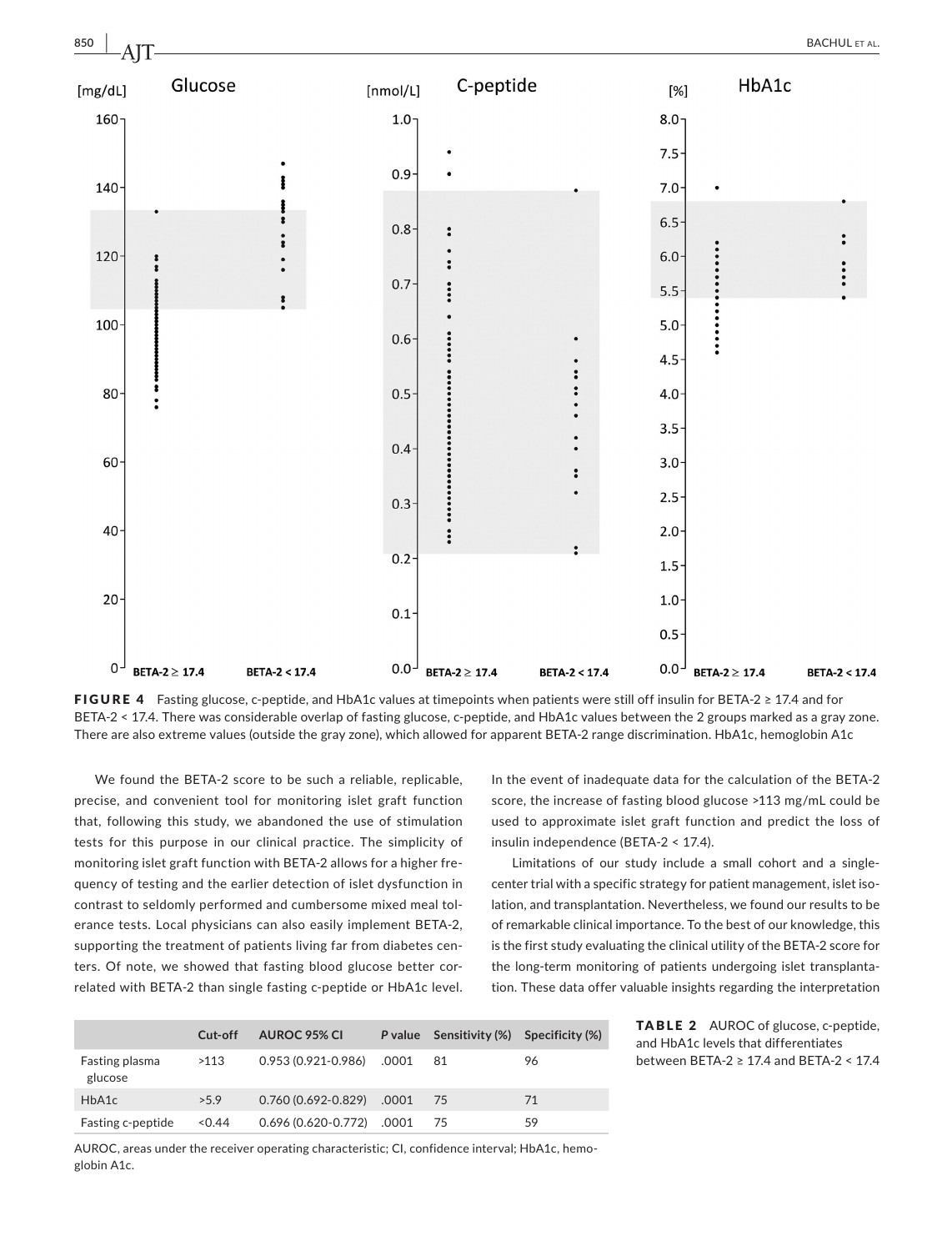FIGURE 4 Fasting glucose, c-peptide, and HbA1c values at timepoints when patients were still off insulin for BETA-2 ≥ 17.4 and for BETA-2 < 17.4. There was considerable overlap of fasting glucose, c-peptide, and HbA1c values between the 2 groups marked as a gray zone. There are also extreme values (outside the gray zone), which allowed for apparent BETA-2 range discrimination. HbA1c, hemoglobin A1c

We found the BETA-2 score to be such a reliable, replicable, precise, and convenient tool for monitoring islet graft function that, following this study, we abandoned the use of stimulation tests for this purpose in our clinical practice. The simplicity of monitoring islet graft function with BETA-2 allows for a higher frequency of testing and the earlier detection of islet dysfunction in contrast to seldomly performed and cumbersome mixed meal tolerance tests. Local physicians can also easily implement BETA-2, supporting the treatment of patients living far from diabetes centers. Of note, we showed that fasting blood glucose better correlated with BETA-2 than single fasting c-peptide or HbA1c level. In the event of inadequate data for the calculation of the BETA-2 score, the increase of fasting blood glucose >113 mg/mL could be used to approximate islet graft function and predict the loss of insulin independence (BETA-2 < 17.4).

Limitations of our study include a small cohort and a single-center trial with a specific strategy for patient management, islet isolation, and transplantation. Nevertheless, we found our results to be of remarkable clinical importance. To the best of our knowledge, this is the first study evaluating the clinical utility of the BETA-2 score for the long-term monitoring of patients undergoing islet transplantation. These data offer valuable insights regarding the interpretation

**TABLE 2** AUROC of glucose, c-peptide, and HbA1c levels that differentiates between BETA-2 ≥ 17.4 and BETA-2 < 17.4

| | Cut-off | AUROC 95% CI | *P* value | Sensitivity (%) | Specificity (%) |
|---|---|---|---|---|---|
| Fasting plasma glucose | >113 | 0.953 (0.921-0.986) | .0001 | 81 | 96 |
| HbA1c | >5.9 | 0.760 (0.692-0.829) | .0001 | 75 | 71 |
| Fasting c-peptide | <0.44 | 0.696 (0.620-0.772) | .0001 | 75 | 59 |

AUROC, areas under the receiver operating characteristic; CI, confidence interval; HbA1c, hemoglobin A1c.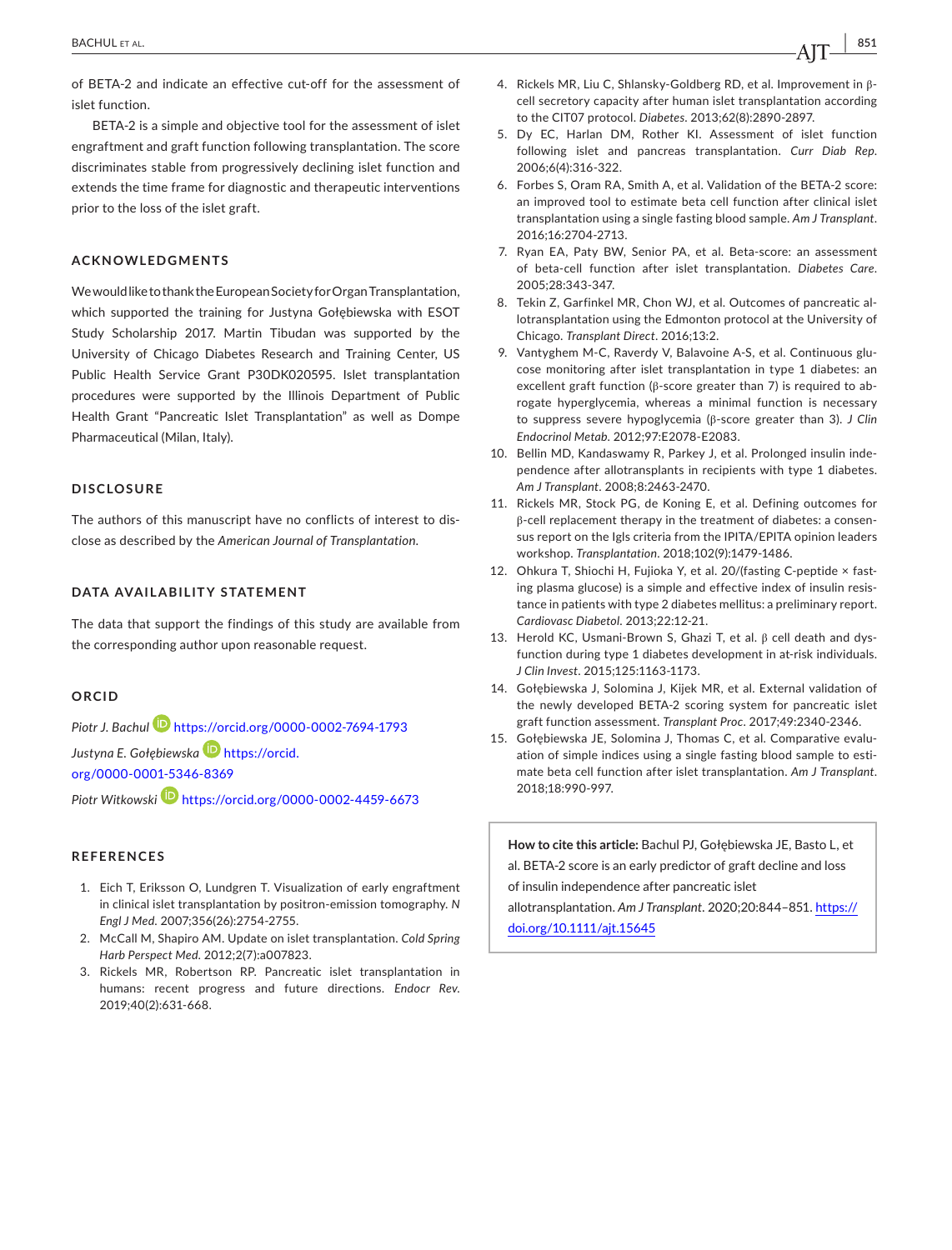of BETA-2 and indicate an effective cut-off for the assessment of islet function.

BETA-2 is a simple and objective tool for the assessment of islet engraftment and graft function following transplantation. The score discriminates stable from progressively declining islet function and extends the time frame for diagnostic and therapeutic interventions prior to the loss of the islet graft.

## ACKNOWLEDGMENTS

We would like to thank the European Society for Organ Transplantation, which supported the training for Justyna Gołębiewska with ESOT Study Scholarship 2017. Martin Tibudan was supported by the University of Chicago Diabetes Research and Training Center, US Public Health Service Grant P30DK020595. Islet transplantation procedures were supported by the Illinois Department of Public Health Grant "Pancreatic Islet Transplantation" as well as Dompe Pharmaceutical (Milan, Italy).

## DISCLOSURE

The authors of this manuscript have no conflicts of interest to disclose as described by the *American Journal of Transplantation*.

## DATA AVAILABILITY STATEMENT

The data that support the findings of this study are available from the corresponding author upon reasonable request.

## ORCID

*Piotr J. Bachul* https://orcid.org/0000-0002-7694-1793

*Justyna E. Gołębiewska* https://orcid.org/0000-0001-5346-8369

*Piotr Witkowski* https://orcid.org/0000-0002-4459-6673

## REFERENCES

1. Eich T, Eriksson O, Lundgren T. Visualization of early engraftment in clinical islet transplantation by positron-emission tomography. *N Engl J Med*. 2007;356(26):2754-2755.
2. McCall M, Shapiro AM. Update on islet transplantation. *Cold Spring Harb Perspect Med*. 2012;2(7):a007823.
3. Rickels MR, Robertson RP. Pancreatic islet transplantation in humans: recent progress and future directions. *Endocr Rev*. 2019;40(2):631-668.
4. Rickels MR, Liu C, Shlansky-Goldberg RD, et al. Improvement in β-cell secretory capacity after human islet transplantation according to the CIT07 protocol. *Diabetes*. 2013;62(8):2890-2897.
5. Dy EC, Harlan DM, Rother KI. Assessment of islet function following islet and pancreas transplantation. *Curr Diab Rep*. 2006;6(4):316-322.
6. Forbes S, Oram RA, Smith A, et al. Validation of the BETA-2 score: an improved tool to estimate beta cell function after clinical islet transplantation using a single fasting blood sample. *Am J Transplant*. 2016;16:2704-2713.
7. Ryan EA, Paty BW, Senior PA, et al. Beta-score: an assessment of beta-cell function after islet transplantation. *Diabetes Care*. 2005;28:343-347.
8. Tekin Z, Garfinkel MR, Chon WJ, et al. Outcomes of pancreatic allotransplantation using the Edmonton protocol at the University of Chicago. *Transplant Direct*. 2016;13:2.
9. Vantyghem M-C, Raverdy V, Balavoine A-S, et al. Continuous glucose monitoring after islet transplantation in type 1 diabetes: an excellent graft function (β-score greater than 7) is required to abrogate hyperglycemia, whereas a minimal function is necessary to suppress severe hypoglycemia (β-score greater than 3). *J Clin Endocrinol Metab*. 2012;97:E2078-E2083.
10. Bellin MD, Kandaswamy R, Parkey J, et al. Prolonged insulin independence after allotransplants in recipients with type 1 diabetes. *Am J Transplant*. 2008;8:2463-2470.
11. Rickels MR, Stock PG, de Koning E, et al. Defining outcomes for β-cell replacement therapy in the treatment of diabetes: a consensus report on the Igls criteria from the IPITA/EPITA opinion leaders workshop. *Transplantation*. 2018;102(9):1479-1486.
12. Ohkura T, Shiochi H, Fujioka Y, et al. 20/(fasting C-peptide × fasting plasma glucose) is a simple and effective index of insulin resistance in patients with type 2 diabetes mellitus: a preliminary report. *Cardiovasc Diabetol*. 2013;22:12-21.
13. Herold KC, Usmani-Brown S, Ghazi T, et al. β cell death and dysfunction during type 1 diabetes development in at-risk individuals. *J Clin Invest*. 2015;125:1163-1173.
14. Gołębiewska J, Solomina J, Kijek MR, et al. External validation of the newly developed BETA-2 scoring system for pancreatic islet graft function assessment. *Transplant Proc*. 2017;49:2340-2346.
15. Gołębiewska JE, Solomina J, Thomas C, et al. Comparative evaluation of simple indices using a single fasting blood sample to estimate beta cell function after islet transplantation. *Am J Transplant*. 2018;18:990-997.

**How to cite this article:** Bachul PJ, Gołębiewska JE, Basto L, et al. BETA-2 score is an early predictor of graft decline and loss of insulin independence after pancreatic islet allotransplantation. *Am J Transplant*. 2020;20:844–851. https://doi.org/10.1111/ajt.15645